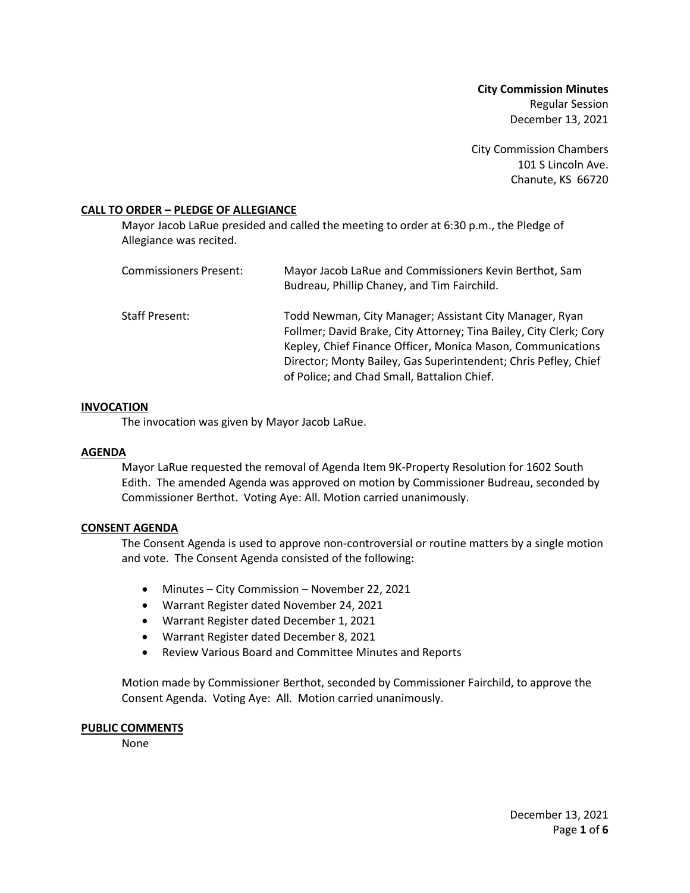**City Commission Minutes**
Regular Session
December 13, 2021

City Commission Chambers
101 S Lincoln Ave.
Chanute, KS 66720

## CALL TO ORDER – PLEDGE OF ALLEGIANCE

Mayor Jacob LaRue presided and called the meeting to order at 6:30 p.m., the Pledge of Allegiance was recited.

| | |
|---|---|
| Commissioners Present: | Mayor Jacob LaRue and Commissioners Kevin Berthot, Sam Budreau, Phillip Chaney, and Tim Fairchild. |
| Staff Present: | Todd Newman, City Manager; Assistant City Manager, Ryan Follmer; David Brake, City Attorney; Tina Bailey, City Clerk; Cory Kepley, Chief Finance Officer, Monica Mason, Communications Director; Monty Bailey, Gas Superintendent; Chris Pefley, Chief of Police; and Chad Small, Battalion Chief. |

## INVOCATION

The invocation was given by Mayor Jacob LaRue.

## AGENDA

Mayor LaRue requested the removal of Agenda Item 9K-Property Resolution for 1602 South Edith. The amended Agenda was approved on motion by Commissioner Budreau, seconded by Commissioner Berthot. Voting Aye: All. Motion carried unanimously.

## CONSENT AGENDA

The Consent Agenda is used to approve non-controversial or routine matters by a single motion and vote. The Consent Agenda consisted of the following:

- Minutes – City Commission – November 22, 2021
- Warrant Register dated November 24, 2021
- Warrant Register dated December 1, 2021
- Warrant Register dated December 8, 2021
- Review Various Board and Committee Minutes and Reports

Motion made by Commissioner Berthot, seconded by Commissioner Fairchild, to approve the Consent Agenda. Voting Aye: All. Motion carried unanimously.

## PUBLIC COMMENTS

None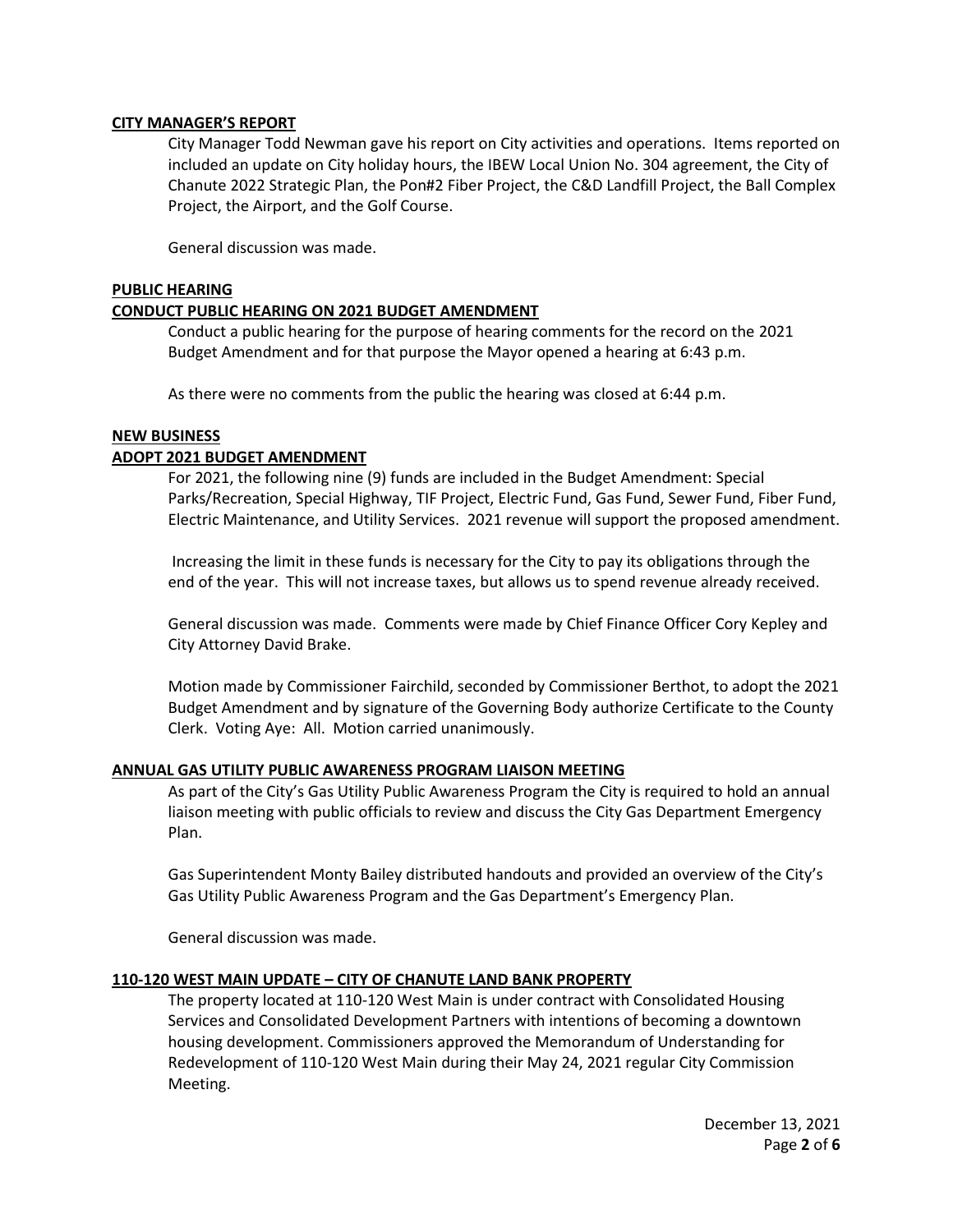**CITY MANAGER'S REPORT**

City Manager Todd Newman gave his report on City activities and operations. Items reported on included an update on City holiday hours, the IBEW Local Union No. 304 agreement, the City of Chanute 2022 Strategic Plan, the Pon#2 Fiber Project, the C&D Landfill Project, the Ball Complex Project, the Airport, and the Golf Course.

General discussion was made.

**PUBLIC HEARING**

**CONDUCT PUBLIC HEARING ON 2021 BUDGET AMENDMENT**

Conduct a public hearing for the purpose of hearing comments for the record on the 2021 Budget Amendment and for that purpose the Mayor opened a hearing at 6:43 p.m.

As there were no comments from the public the hearing was closed at 6:44 p.m.

**NEW BUSINESS**

**ADOPT 2021 BUDGET AMENDMENT**

For 2021, the following nine (9) funds are included in the Budget Amendment: Special Parks/Recreation, Special Highway, TIF Project, Electric Fund, Gas Fund, Sewer Fund, Fiber Fund, Electric Maintenance, and Utility Services. 2021 revenue will support the proposed amendment.

Increasing the limit in these funds is necessary for the City to pay its obligations through the end of the year. This will not increase taxes, but allows us to spend revenue already received.

General discussion was made. Comments were made by Chief Finance Officer Cory Kepley and City Attorney David Brake.

Motion made by Commissioner Fairchild, seconded by Commissioner Berthot, to adopt the 2021 Budget Amendment and by signature of the Governing Body authorize Certificate to the County Clerk. Voting Aye: All. Motion carried unanimously.

**ANNUAL GAS UTILITY PUBLIC AWARENESS PROGRAM LIAISON MEETING**

As part of the City's Gas Utility Public Awareness Program the City is required to hold an annual liaison meeting with public officials to review and discuss the City Gas Department Emergency Plan.

Gas Superintendent Monty Bailey distributed handouts and provided an overview of the City's Gas Utility Public Awareness Program and the Gas Department's Emergency Plan.

General discussion was made.

**110-120 WEST MAIN UPDATE – CITY OF CHANUTE LAND BANK PROPERTY**

The property located at 110-120 West Main is under contract with Consolidated Housing Services and Consolidated Development Partners with intentions of becoming a downtown housing development. Commissioners approved the Memorandum of Understanding for Redevelopment of 110-120 West Main during their May 24, 2021 regular City Commission Meeting.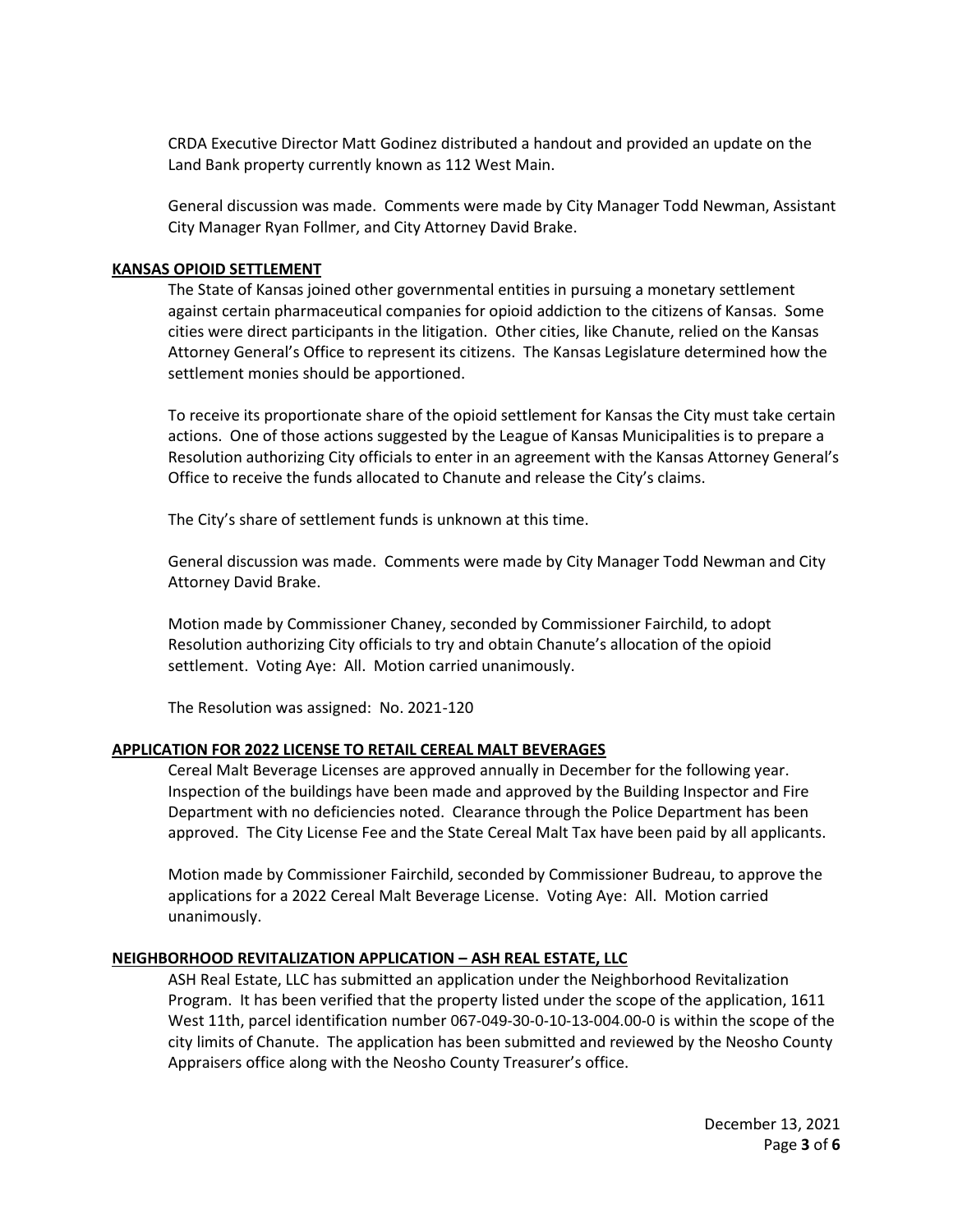CRDA Executive Director Matt Godinez distributed a handout and provided an update on the Land Bank property currently known as 112 West Main.

General discussion was made. Comments were made by City Manager Todd Newman, Assistant City Manager Ryan Follmer, and City Attorney David Brake.

## KANSAS OPIOID SETTLEMENT

The State of Kansas joined other governmental entities in pursuing a monetary settlement against certain pharmaceutical companies for opioid addiction to the citizens of Kansas. Some cities were direct participants in the litigation. Other cities, like Chanute, relied on the Kansas Attorney General's Office to represent its citizens. The Kansas Legislature determined how the settlement monies should be apportioned.

To receive its proportionate share of the opioid settlement for Kansas the City must take certain actions. One of those actions suggested by the League of Kansas Municipalities is to prepare a Resolution authorizing City officials to enter in an agreement with the Kansas Attorney General's Office to receive the funds allocated to Chanute and release the City's claims.

The City's share of settlement funds is unknown at this time.

General discussion was made. Comments were made by City Manager Todd Newman and City Attorney David Brake.

Motion made by Commissioner Chaney, seconded by Commissioner Fairchild, to adopt Resolution authorizing City officials to try and obtain Chanute's allocation of the opioid settlement. Voting Aye: All. Motion carried unanimously.

The Resolution was assigned: No. 2021-120

## APPLICATION FOR 2022 LICENSE TO RETAIL CEREAL MALT BEVERAGES

Cereal Malt Beverage Licenses are approved annually in December for the following year. Inspection of the buildings have been made and approved by the Building Inspector and Fire Department with no deficiencies noted. Clearance through the Police Department has been approved. The City License Fee and the State Cereal Malt Tax have been paid by all applicants.

Motion made by Commissioner Fairchild, seconded by Commissioner Budreau, to approve the applications for a 2022 Cereal Malt Beverage License. Voting Aye: All. Motion carried unanimously.

## NEIGHBORHOOD REVITALIZATION APPLICATION – ASH REAL ESTATE, LLC

ASH Real Estate, LLC has submitted an application under the Neighborhood Revitalization Program. It has been verified that the property listed under the scope of the application, 1611 West 11th, parcel identification number 067-049-30-0-10-13-004.00-0 is within the scope of the city limits of Chanute. The application has been submitted and reviewed by the Neosho County Appraisers office along with the Neosho County Treasurer's office.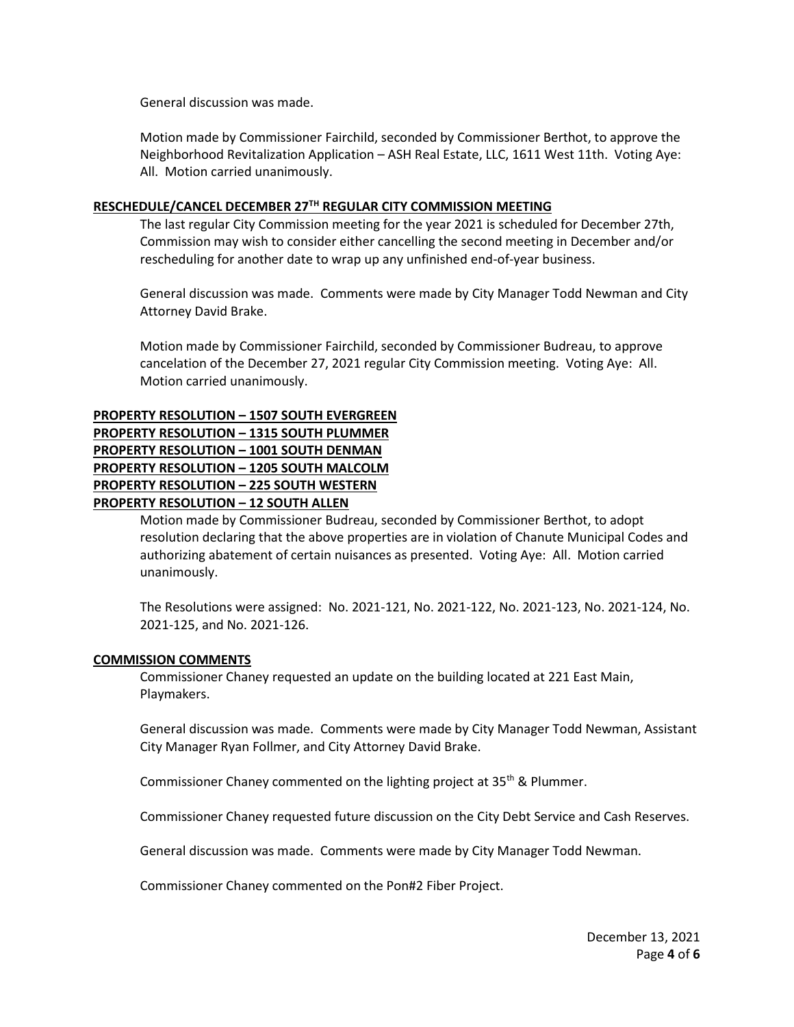General discussion was made.

Motion made by Commissioner Fairchild, seconded by Commissioner Berthot, to approve the Neighborhood Revitalization Application – ASH Real Estate, LLC, 1611 West 11th. Voting Aye: All. Motion carried unanimously.

**RESCHEDULE/CANCEL DECEMBER 27TH REGULAR CITY COMMISSION MEETING**

The last regular City Commission meeting for the year 2021 is scheduled for December 27th, Commission may wish to consider either cancelling the second meeting in December and/or rescheduling for another date to wrap up any unfinished end-of-year business.

General discussion was made. Comments were made by City Manager Todd Newman and City Attorney David Brake.

Motion made by Commissioner Fairchild, seconded by Commissioner Budreau, to approve cancelation of the December 27, 2021 regular City Commission meeting. Voting Aye: All. Motion carried unanimously.

**PROPERTY RESOLUTION – 1507 SOUTH EVERGREEN**
**PROPERTY RESOLUTION – 1315 SOUTH PLUMMER**
**PROPERTY RESOLUTION – 1001 SOUTH DENMAN**
**PROPERTY RESOLUTION – 1205 SOUTH MALCOLM**
**PROPERTY RESOLUTION – 225 SOUTH WESTERN**
**PROPERTY RESOLUTION – 12 SOUTH ALLEN**

Motion made by Commissioner Budreau, seconded by Commissioner Berthot, to adopt resolution declaring that the above properties are in violation of Chanute Municipal Codes and authorizing abatement of certain nuisances as presented. Voting Aye: All. Motion carried unanimously.

The Resolutions were assigned: No. 2021-121, No. 2021-122, No. 2021-123, No. 2021-124, No. 2021-125, and No. 2021-126.

**COMMISSION COMMENTS**

Commissioner Chaney requested an update on the building located at 221 East Main, Playmakers.

General discussion was made. Comments were made by City Manager Todd Newman, Assistant City Manager Ryan Follmer, and City Attorney David Brake.

Commissioner Chaney commented on the lighting project at 35th & Plummer.

Commissioner Chaney requested future discussion on the City Debt Service and Cash Reserves.

General discussion was made. Comments were made by City Manager Todd Newman.

Commissioner Chaney commented on the Pon#2 Fiber Project.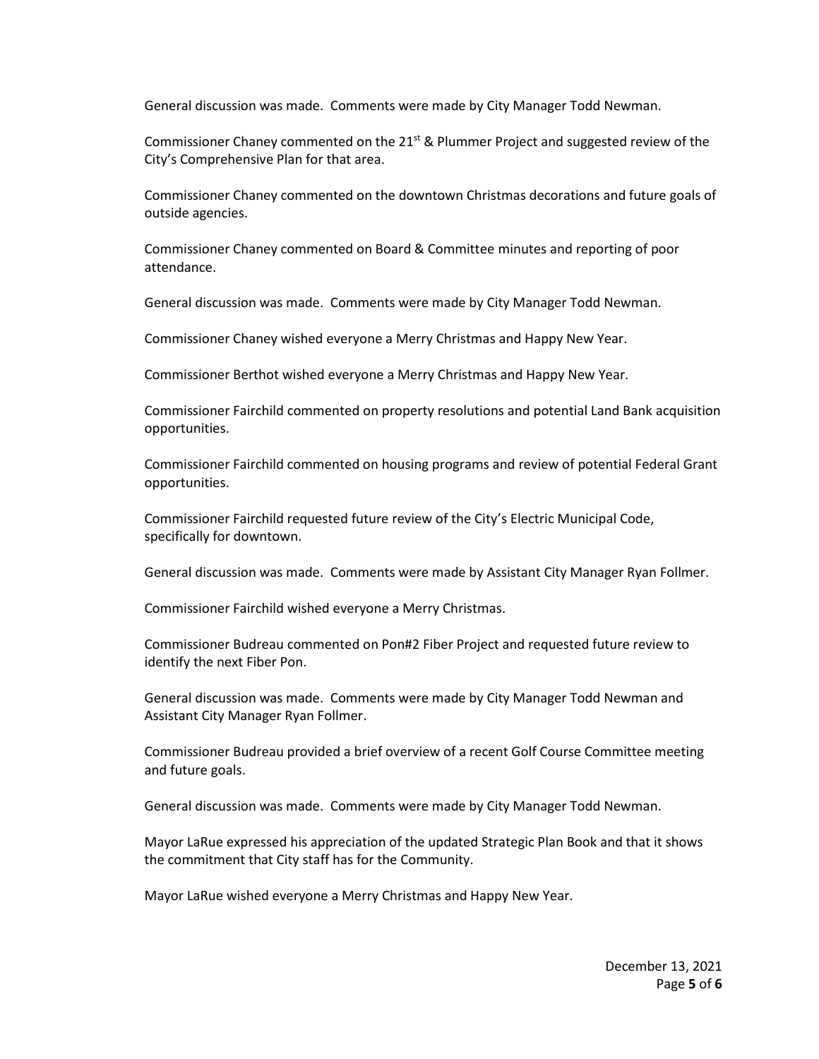General discussion was made. Comments were made by City Manager Todd Newman.

Commissioner Chaney commented on the 21st & Plummer Project and suggested review of the City's Comprehensive Plan for that area.

Commissioner Chaney commented on the downtown Christmas decorations and future goals of outside agencies.

Commissioner Chaney commented on Board & Committee minutes and reporting of poor attendance.

General discussion was made. Comments were made by City Manager Todd Newman.

Commissioner Chaney wished everyone a Merry Christmas and Happy New Year.

Commissioner Berthot wished everyone a Merry Christmas and Happy New Year.

Commissioner Fairchild commented on property resolutions and potential Land Bank acquisition opportunities.

Commissioner Fairchild commented on housing programs and review of potential Federal Grant opportunities.

Commissioner Fairchild requested future review of the City's Electric Municipal Code, specifically for downtown.

General discussion was made. Comments were made by Assistant City Manager Ryan Follmer.

Commissioner Fairchild wished everyone a Merry Christmas.

Commissioner Budreau commented on Pon#2 Fiber Project and requested future review to identify the next Fiber Pon.

General discussion was made. Comments were made by City Manager Todd Newman and Assistant City Manager Ryan Follmer.

Commissioner Budreau provided a brief overview of a recent Golf Course Committee meeting and future goals.

General discussion was made. Comments were made by City Manager Todd Newman.

Mayor LaRue expressed his appreciation of the updated Strategic Plan Book and that it shows the commitment that City staff has for the Community.

Mayor LaRue wished everyone a Merry Christmas and Happy New Year.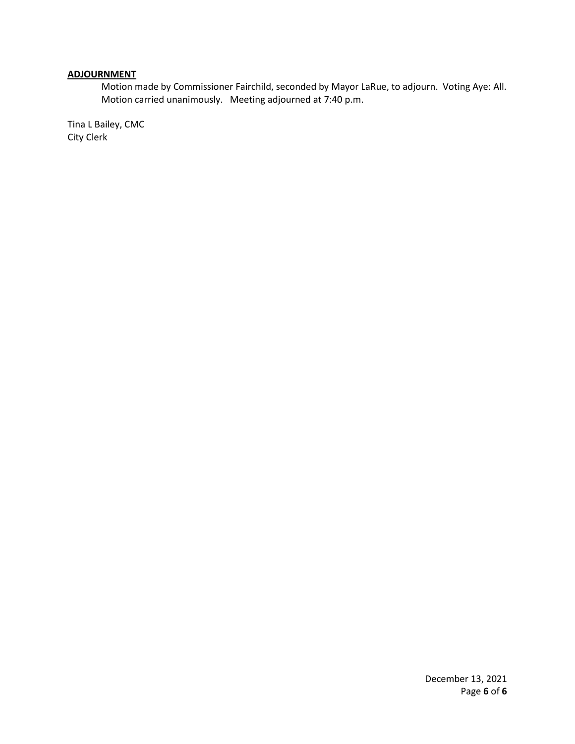**ADJOURNMENT**

Motion made by Commissioner Fairchild, seconded by Mayor LaRue, to adjourn. Voting Aye: All. Motion carried unanimously. Meeting adjourned at 7:40 p.m.

Tina L Bailey, CMC
City Clerk